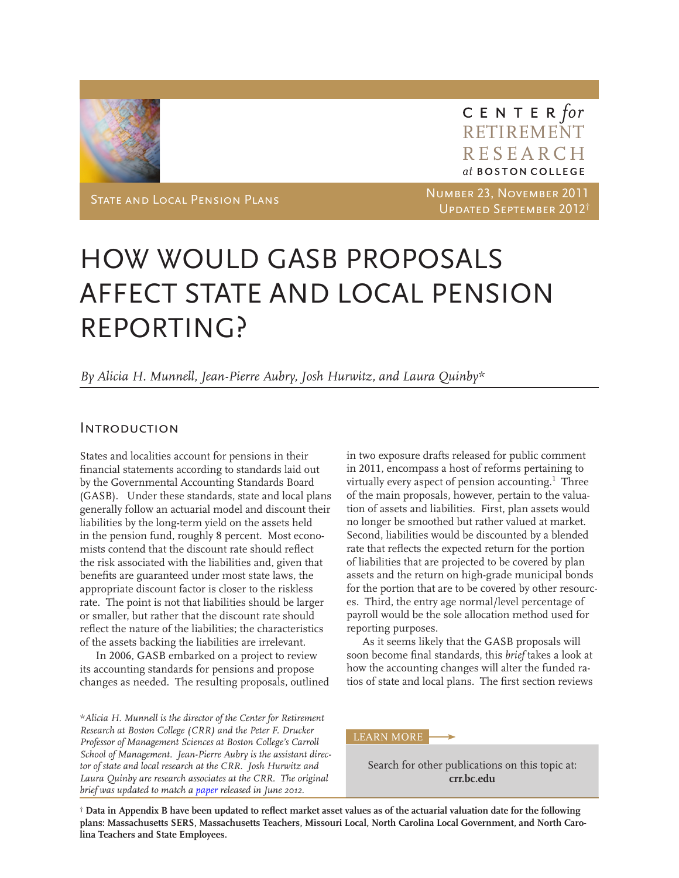CENTER *for* RETIREMENT RESEARCH *at* BOSTON COLLEGE

State and Local Pension Plans

Number 23, November 2011
Updated September 2012†

# HOW WOULD GASB PROPOSALS AFFECT STATE AND LOCAL PENSION REPORTING?

*By Alicia H. Munnell, Jean-Pierre Aubry, Josh Hurwitz, and Laura Quinby**

## Introduction

States and localities account for pensions in their financial statements according to standards laid out by the Governmental Accounting Standards Board (GASB). Under these standards, state and local plans generally follow an actuarial model and discount their liabilities by the long-term yield on the assets held in the pension fund, roughly 8 percent. Most economists contend that the discount rate should reflect the risk associated with the liabilities and, given that benefits are guaranteed under most state laws, the appropriate discount factor is closer to the riskless rate. The point is not that liabilities should be larger or smaller, but rather that the discount rate should reflect the nature of the liabilities; the characteristics of the assets backing the liabilities are irrelevant.

In 2006, GASB embarked on a project to review its accounting standards for pensions and propose changes as needed. The resulting proposals, outlined in two exposure drafts released for public comment in 2011, encompass a host of reforms pertaining to virtually every aspect of pension accounting.[1] Three of the main proposals, however, pertain to the valuation of assets and liabilities. First, plan assets would no longer be smoothed but rather valued at market. Second, liabilities would be discounted by a blended rate that reflects the expected return for the portion of liabilities that are projected to be covered by plan assets and the return on high-grade municipal bonds for the portion that are to be covered by other resources. Third, the entry age normal/level percentage of payroll would be the sole allocation method used for reporting purposes.

As it seems likely that the GASB proposals will soon become final standards, this *brief* takes a look at how the accounting changes will alter the funded ratios of state and local plans. The first section reviews

*\*Alicia H. Munnell is the director of the Center for Retirement Research at Boston College (CRR) and the Peter F. Drucker Professor of Management Sciences at Boston College's Carroll School of Management. Jean-Pierre Aubry is the assistant director of state and local research at the CRR. Josh Hurwitz and Laura Quinby are research associates at the CRR. The original brief was updated to match a paper released in June 2012.*

LEARN MORE

Search for other publications on this topic at: **crr.bc.edu**

† **Data in Appendix B have been updated to reflect market asset values as of the actuarial valuation date for the following plans: Massachusetts SERS, Massachusetts Teachers, Missouri Local, North Carolina Local Government, and North Carolina Teachers and State Employees.**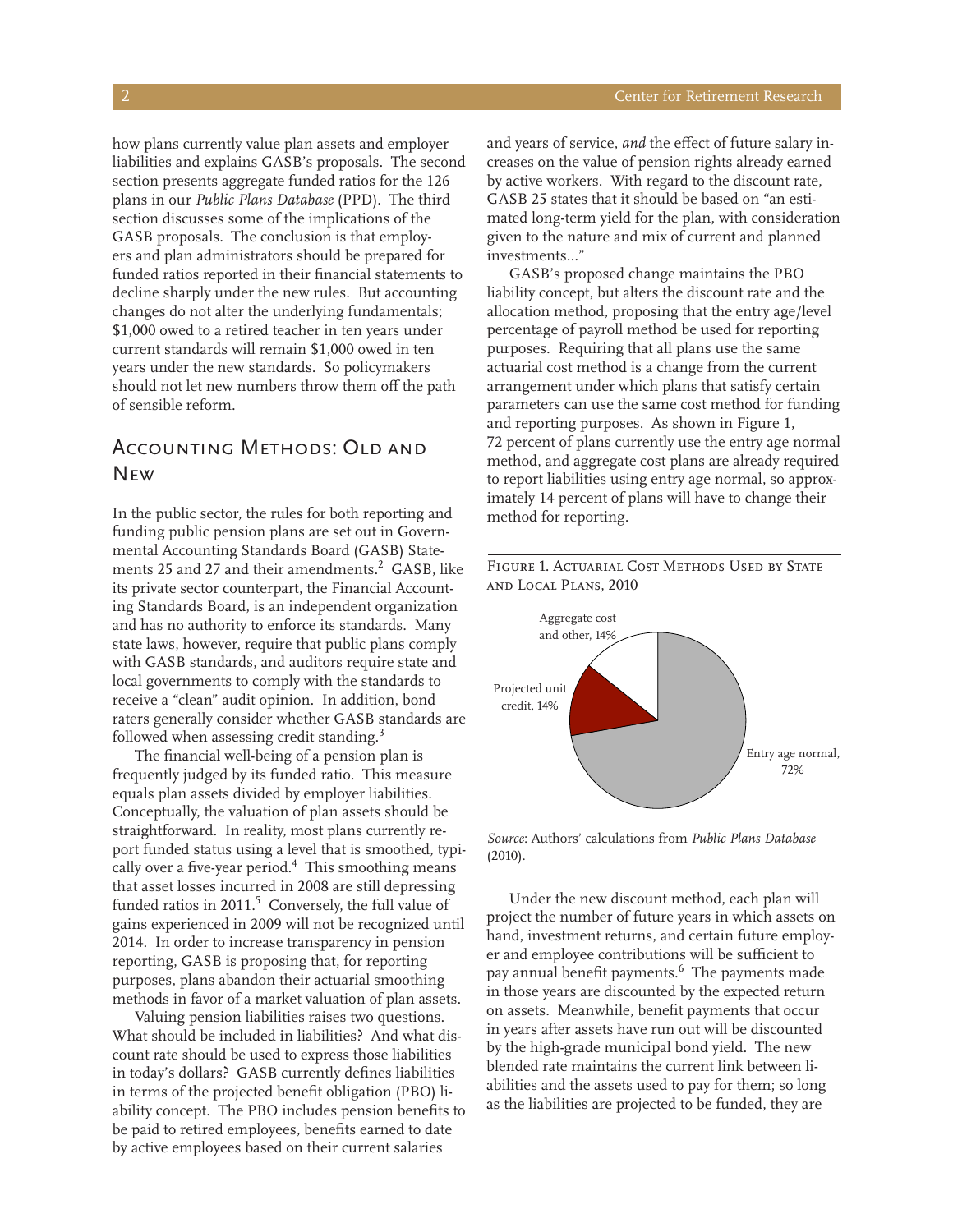how plans currently value plan assets and employer liabilities and explains GASB's proposals. The second section presents aggregate funded ratios for the 126 plans in our *Public Plans Database* (PPD). The third section discusses some of the implications of the GASB proposals. The conclusion is that employers and plan administrators should be prepared for funded ratios reported in their financial statements to decline sharply under the new rules. But accounting changes do not alter the underlying fundamentals; $1,000 owed to a retired teacher in ten years under current standards will remain $1,000 owed in ten years under the new standards. So policymakers should not let new numbers throw them off the path of sensible reform.

## Accounting Methods: Old and New

In the public sector, the rules for both reporting and funding public pension plans are set out in Governmental Accounting Standards Board (GASB) Statements 25 and 27 and their amendments.[2] GASB, like its private sector counterpart, the Financial Accounting Standards Board, is an independent organization and has no authority to enforce its standards. Many state laws, however, require that public plans comply with GASB standards, and auditors require state and local governments to comply with the standards to receive a "clean" audit opinion. In addition, bond raters generally consider whether GASB standards are followed when assessing credit standing.[3]

The financial well-being of a pension plan is frequently judged by its funded ratio. This measure equals plan assets divided by employer liabilities. Conceptually, the valuation of plan assets should be straightforward. In reality, most plans currently report funded status using a level that is smoothed, typically over a five-year period.[4] This smoothing means that asset losses incurred in 2008 are still depressing funded ratios in 2011.[5] Conversely, the full value of gains experienced in 2009 will not be recognized until 2014. In order to increase transparency in pension reporting, GASB is proposing that, for reporting purposes, plans abandon their actuarial smoothing methods in favor of a market valuation of plan assets.

Valuing pension liabilities raises two questions. What should be included in liabilities? And what discount rate should be used to express those liabilities in today's dollars? GASB currently defines liabilities in terms of the projected benefit obligation (PBO) liability concept. The PBO includes pension benefits to be paid to retired employees, benefits earned to date by active employees based on their current salaries and years of service, *and* the effect of future salary increases on the value of pension rights already earned by active workers. With regard to the discount rate, GASB 25 states that it should be based on "an estimated long-term yield for the plan, with consideration given to the nature and mix of current and planned investments..."

GASB's proposed change maintains the PBO liability concept, but alters the discount rate and the allocation method, proposing that the entry age/level percentage of payroll method be used for reporting purposes. Requiring that all plans use the same actuarial cost method is a change from the current arrangement under which plans that satisfy certain parameters can use the same cost method for funding and reporting purposes. As shown in Figure 1, 72 percent of plans currently use the entry age normal method, and aggregate cost plans are already required to report liabilities using entry age normal, so approximately 14 percent of plans will have to change their method for reporting.

Figure 1. Actuarial Cost Methods Used by State and Local Plans, 2010

Aggregate cost and other, 14%
Projected unit credit, 14%
Entry age normal, 72%

*Source*: Authors' calculations from *Public Plans Database* (2010).

Under the new discount method, each plan will project the number of future years in which assets on hand, investment returns, and certain future employer and employee contributions will be sufficient to pay annual benefit payments.[6] The payments made in those years are discounted by the expected return on assets. Meanwhile, benefit payments that occur in years after assets have run out will be discounted by the high-grade municipal bond yield. The new blended rate maintains the current link between liabilities and the assets used to pay for them; so long as the liabilities are projected to be funded, they are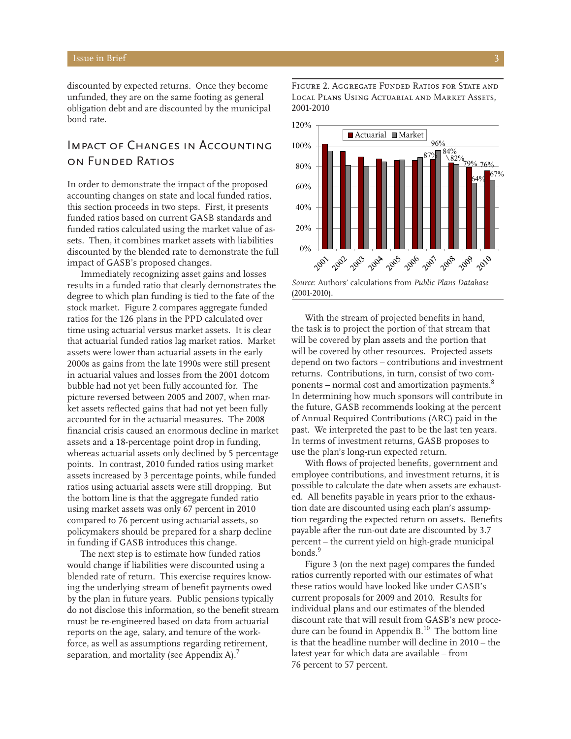discounted by expected returns. Once they become unfunded, they are on the same footing as general obligation debt and are discounted by the municipal bond rate.

## Impact of Changes in Accounting on Funded Ratios

In order to demonstrate the impact of the proposed accounting changes on state and local funded ratios, this section proceeds in two steps. First, it presents funded ratios based on current GASB standards and funded ratios calculated using the market value of assets. Then, it combines market assets with liabilities discounted by the blended rate to demonstrate the full impact of GASB's proposed changes.

Immediately recognizing asset gains and losses results in a funded ratio that clearly demonstrates the degree to which plan funding is tied to the fate of the stock market. Figure 2 compares aggregate funded ratios for the 126 plans in the PPD calculated over time using actuarial versus market assets. It is clear that actuarial funded ratios lag market ratios. Market assets were lower than actuarial assets in the early 2000s as gains from the late 1990s were still present in actuarial values and losses from the 2001 dotcom bubble had not yet been fully accounted for. The picture reversed between 2005 and 2007, when market assets reflected gains that had not yet been fully accounted for in the actuarial measures. The 2008 financial crisis caused an enormous decline in market assets and a 18-percentage point drop in funding, whereas actuarial assets only declined by 5 percentage points. In contrast, 2010 funded ratios using market assets increased by 3 percentage points, while funded ratios using actuarial assets were still dropping. But the bottom line is that the aggregate funded ratio using market assets was only 67 percent in 2010 compared to 76 percent using actuarial assets, so policymakers should be prepared for a sharp decline in funding if GASB introduces this change.

The next step is to estimate how funded ratios would change if liabilities were discounted using a blended rate of return. This exercise requires knowing the underlying stream of benefit payments owed by the plan in future years. Public pensions typically do not disclose this information, so the benefit stream must be re-engineered based on data from actuarial reports on the age, salary, and tenure of the workforce, as well as assumptions regarding retirement, separation, and mortality (see Appendix A).[7]

Figure 2. Aggregate Funded Ratios for State and Local Plans Using Actuarial and Market Assets, 2001-2010

| Year | Actuarial | Market |
|---|---|---|
| 2007 | 87% | 96% |
| 2008 | 84% | 82% |
| 2009 | 79% | 64% |
| 2010 | 76% | 67% |

*Source*: Authors' calculations from *Public Plans Database* (2001-2010).

With the stream of projected benefits in hand, the task is to project the portion of that stream that will be covered by plan assets and the portion that will be covered by other resources. Projected assets depend on two factors – contributions and investment returns. Contributions, in turn, consist of two components – normal cost and amortization payments.[8] In determining how much sponsors will contribute in the future, GASB recommends looking at the percent of Annual Required Contributions (ARC) paid in the past. We interpreted the past to be the last ten years. In terms of investment returns, GASB proposes to use the plan's long-run expected return.

With flows of projected benefits, government and employee contributions, and investment returns, it is possible to calculate the date when assets are exhausted. All benefits payable in years prior to the exhaustion date are discounted using each plan's assumption regarding the expected return on assets. Benefits payable after the run-out date are discounted by 3.7 percent – the current yield on high-grade municipal bonds.[9]

Figure 3 (on the next page) compares the funded ratios currently reported with our estimates of what these ratios would have looked like under GASB's current proposals for 2009 and 2010. Results for individual plans and our estimates of the blended discount rate that will result from GASB's new procedure can be found in Appendix B.[10] The bottom line is that the headline number will decline in 2010 – the latest year for which data are available – from 76 percent to 57 percent.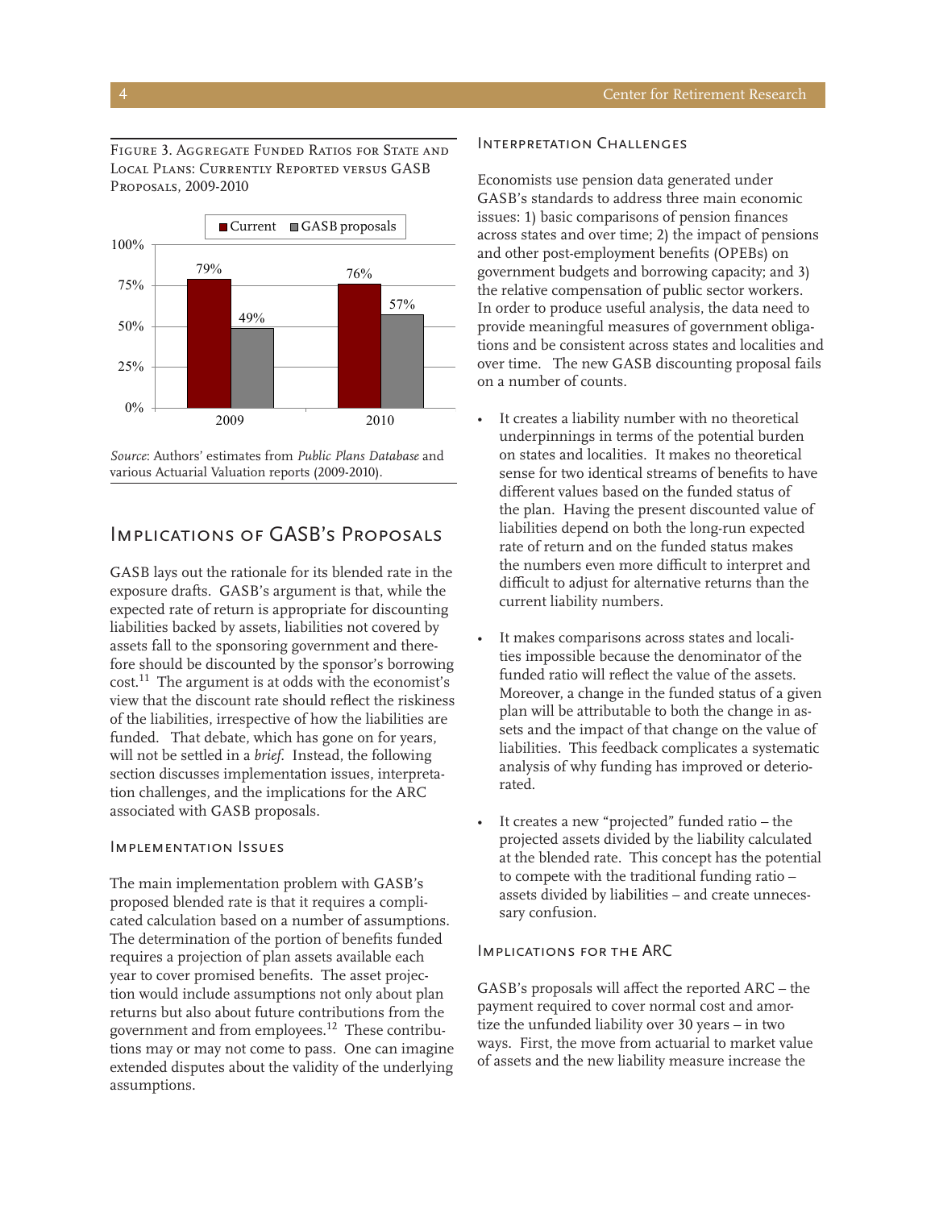Figure 3. Aggregate Funded Ratios for State and Local Plans: Currently Reported versus GASB Proposals, 2009-2010

| | Current | GASB proposals |
|---|---|---|
| 2009 | 79% | 49% |
| 2010 | 76% | 57% |

*Source*: Authors' estimates from *Public Plans Database* and various Actuarial Valuation reports (2009-2010).

## Implications of GASB's Proposals

GASB lays out the rationale for its blended rate in the exposure drafts. GASB's argument is that, while the expected rate of return is appropriate for discounting liabilities backed by assets, liabilities not covered by assets fall to the sponsoring government and therefore should be discounted by the sponsor's borrowing cost.[11] The argument is at odds with the economist's view that the discount rate should reflect the riskiness of the liabilities, irrespective of how the liabilities are funded. That debate, which has gone on for years, will not be settled in a *brief*. Instead, the following section discusses implementation issues, interpretation challenges, and the implications for the ARC associated with GASB proposals.

### Implementation Issues

The main implementation problem with GASB's proposed blended rate is that it requires a complicated calculation based on a number of assumptions. The determination of the portion of benefits funded requires a projection of plan assets available each year to cover promised benefits. The asset projection would include assumptions not only about plan returns but also about future contributions from the government and from employees.[12] These contributions may or may not come to pass. One can imagine extended disputes about the validity of the underlying assumptions.

### Interpretation Challenges

Economists use pension data generated under GASB's standards to address three main economic issues: 1) basic comparisons of pension finances across states and over time; 2) the impact of pensions and other post-employment benefits (OPEBs) on government budgets and borrowing capacity; and 3) the relative compensation of public sector workers. In order to produce useful analysis, the data need to provide meaningful measures of government obligations and be consistent across states and localities and over time. The new GASB discounting proposal fails on a number of counts.

- It creates a liability number with no theoretical underpinnings in terms of the potential burden on states and localities. It makes no theoretical sense for two identical streams of benefits to have different values based on the funded status of the plan. Having the present discounted value of liabilities depend on both the long-run expected rate of return and on the funded status makes the numbers even more difficult to interpret and difficult to adjust for alternative returns than the current liability numbers.

- It makes comparisons across states and localities impossible because the denominator of the funded ratio will reflect the value of the assets. Moreover, a change in the funded status of a given plan will be attributable to both the change in assets and the impact of that change on the value of liabilities. This feedback complicates a systematic analysis of why funding has improved or deteriorated.

- It creates a new "projected" funded ratio – the projected assets divided by the liability calculated at the blended rate. This concept has the potential to compete with the traditional funding ratio – assets divided by liabilities – and create unnecessary confusion.

### Implications for the ARC

GASB's proposals will affect the reported ARC – the payment required to cover normal cost and amortize the unfunded liability over 30 years – in two ways. First, the move from actuarial to market value of assets and the new liability measure increase the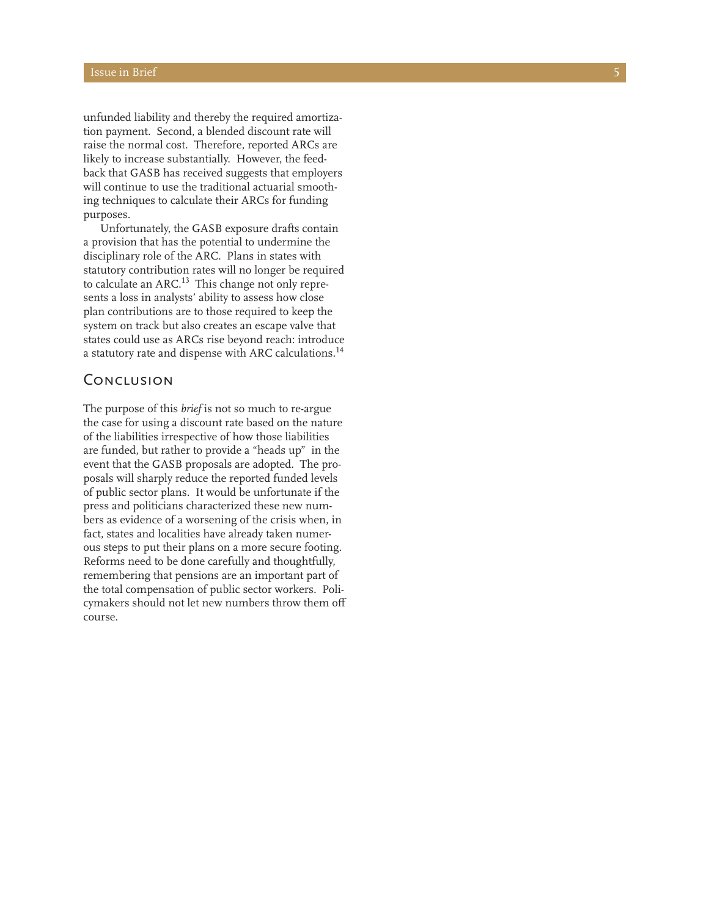unfunded liability and thereby the required amortization payment. Second, a blended discount rate will raise the normal cost. Therefore, reported ARCs are likely to increase substantially. However, the feedback that GASB has received suggests that employers will continue to use the traditional actuarial smoothing techniques to calculate their ARCs for funding purposes.

Unfortunately, the GASB exposure drafts contain a provision that has the potential to undermine the disciplinary role of the ARC. Plans in states with statutory contribution rates will no longer be required to calculate an ARC.[13] This change not only represents a loss in analysts' ability to assess how close plan contributions are to those required to keep the system on track but also creates an escape valve that states could use as ARCs rise beyond reach: introduce a statutory rate and dispense with ARC calculations.[14]

## Conclusion

The purpose of this *brief* is not so much to re-argue the case for using a discount rate based on the nature of the liabilities irrespective of how those liabilities are funded, but rather to provide a "heads up" in the event that the GASB proposals are adopted. The proposals will sharply reduce the reported funded levels of public sector plans. It would be unfortunate if the press and politicians characterized these new numbers as evidence of a worsening of the crisis when, in fact, states and localities have already taken numerous steps to put their plans on a more secure footing. Reforms need to be done carefully and thoughtfully, remembering that pensions are an important part of the total compensation of public sector workers. Policymakers should not let new numbers throw them off course.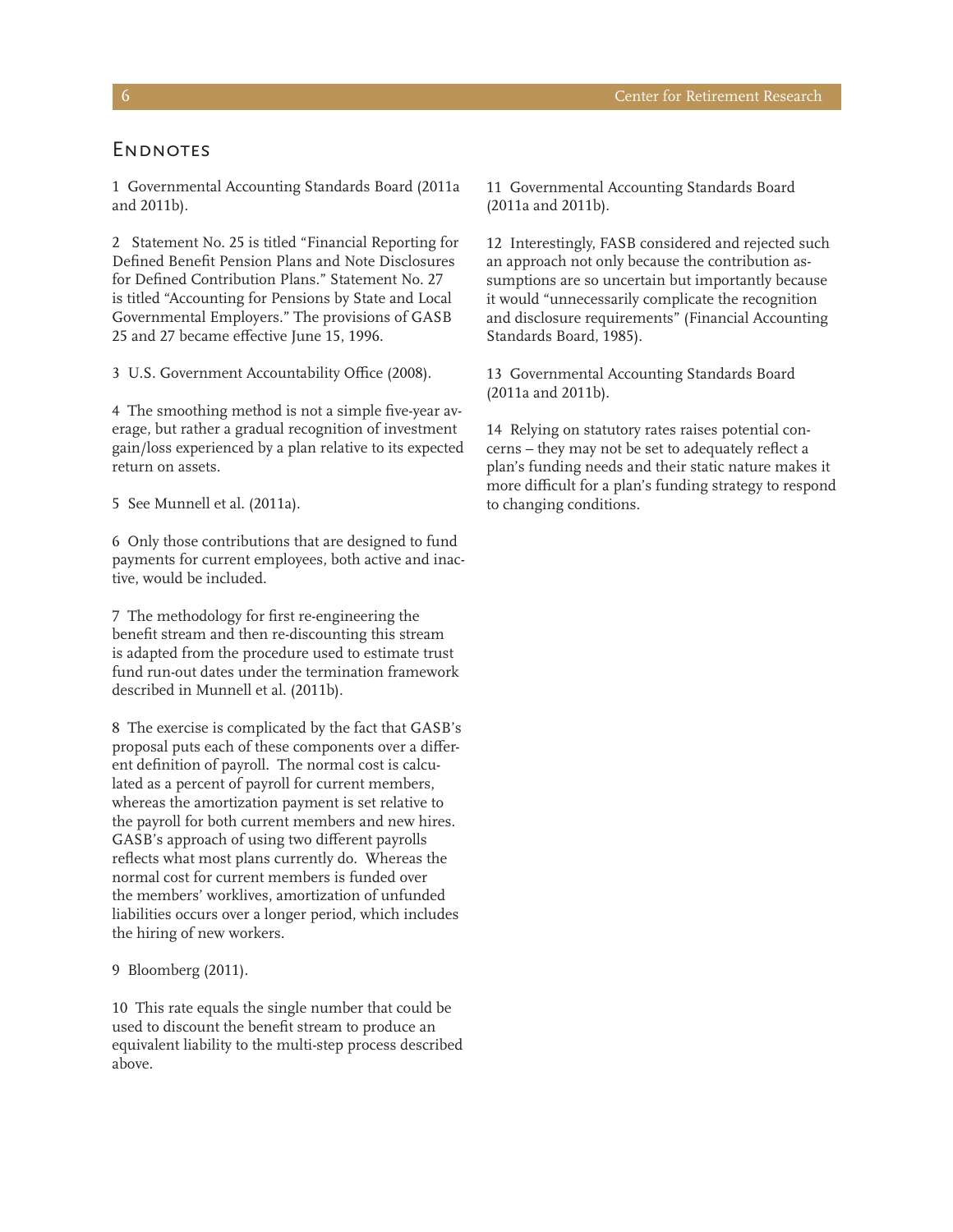## Endnotes

1 Governmental Accounting Standards Board (2011a and 2011b).

2 Statement No. 25 is titled "Financial Reporting for Defined Benefit Pension Plans and Note Disclosures for Defined Contribution Plans." Statement No. 27 is titled "Accounting for Pensions by State and Local Governmental Employers." The provisions of GASB 25 and 27 became effective June 15, 1996.

3 U.S. Government Accountability Office (2008).

4 The smoothing method is not a simple five-year average, but rather a gradual recognition of investment gain/loss experienced by a plan relative to its expected return on assets.

5 See Munnell et al. (2011a).

6 Only those contributions that are designed to fund payments for current employees, both active and inactive, would be included.

7 The methodology for first re-engineering the benefit stream and then re-discounting this stream is adapted from the procedure used to estimate trust fund run-out dates under the termination framework described in Munnell et al. (2011b).

8 The exercise is complicated by the fact that GASB's proposal puts each of these components over a different definition of payroll. The normal cost is calculated as a percent of payroll for current members, whereas the amortization payment is set relative to the payroll for both current members and new hires. GASB's approach of using two different payrolls reflects what most plans currently do. Whereas the normal cost for current members is funded over the members' worklives, amortization of unfunded liabilities occurs over a longer period, which includes the hiring of new workers.

9 Bloomberg (2011).

10 This rate equals the single number that could be used to discount the benefit stream to produce an equivalent liability to the multi-step process described above.

11 Governmental Accounting Standards Board (2011a and 2011b).

12 Interestingly, FASB considered and rejected such an approach not only because the contribution assumptions are so uncertain but importantly because it would "unnecessarily complicate the recognition and disclosure requirements" (Financial Accounting Standards Board, 1985).

13 Governmental Accounting Standards Board (2011a and 2011b).

14 Relying on statutory rates raises potential concerns – they may not be set to adequately reflect a plan's funding needs and their static nature makes it more difficult for a plan's funding strategy to respond to changing conditions.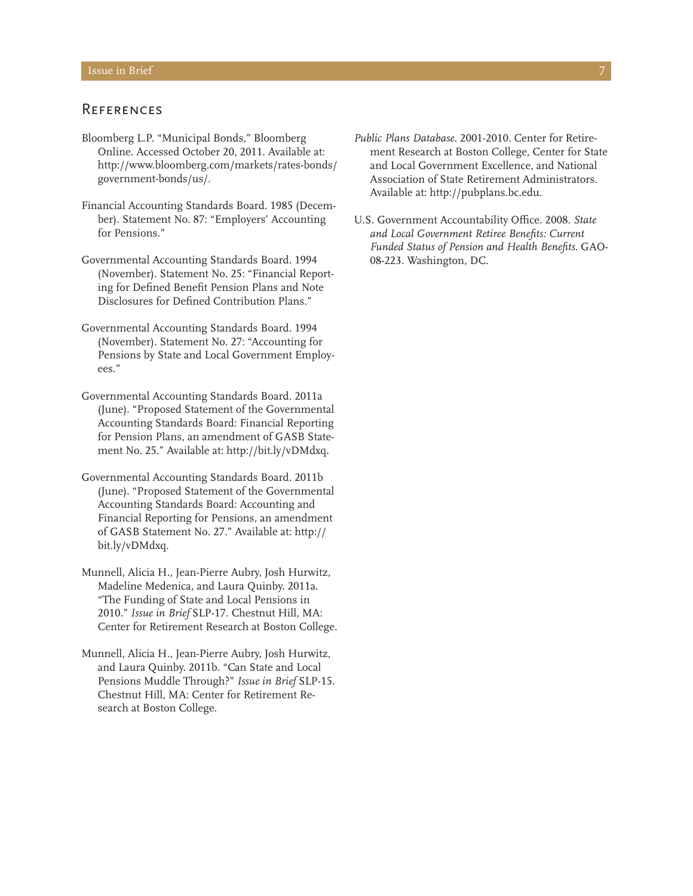## References

Bloomberg L.P. "Municipal Bonds," Bloomberg Online. Accessed October 20, 2011. Available at: http://www.bloomberg.com/markets/rates-bonds/government-bonds/us/.

Financial Accounting Standards Board. 1985 (December). Statement No. 87: "Employers' Accounting for Pensions."

Governmental Accounting Standards Board. 1994 (November). Statement No. 25: "Financial Reporting for Defined Benefit Pension Plans and Note Disclosures for Defined Contribution Plans."

Governmental Accounting Standards Board. 1994 (November). Statement No. 27: "Accounting for Pensions by State and Local Government Employees."

Governmental Accounting Standards Board. 2011a (June). "Proposed Statement of the Governmental Accounting Standards Board: Financial Reporting for Pension Plans, an amendment of GASB Statement No. 25." Available at: http://bit.ly/vDMdxq.

Governmental Accounting Standards Board. 2011b (June). "Proposed Statement of the Governmental Accounting Standards Board: Accounting and Financial Reporting for Pensions, an amendment of GASB Statement No. 27." Available at: http://bit.ly/vDMdxq.

Munnell, Alicia H., Jean-Pierre Aubry, Josh Hurwitz, Madeline Medenica, and Laura Quinby. 2011a. "The Funding of State and Local Pensions in 2010." *Issue in Brief* SLP-17. Chestnut Hill, MA: Center for Retirement Research at Boston College.

Munnell, Alicia H., Jean-Pierre Aubry, Josh Hurwitz, and Laura Quinby. 2011b. "Can State and Local Pensions Muddle Through?" *Issue in Brief* SLP-15. Chestnut Hill, MA: Center for Retirement Research at Boston College.

*Public Plans Database*. 2001-2010. Center for Retirement Research at Boston College, Center for State and Local Government Excellence, and National Association of State Retirement Administrators. Available at: http://pubplans.bc.edu.

U.S. Government Accountability Office. 2008. *State and Local Government Retiree Benefits: Current Funded Status of Pension and Health Benefits*. GAO-08-223. Washington, DC.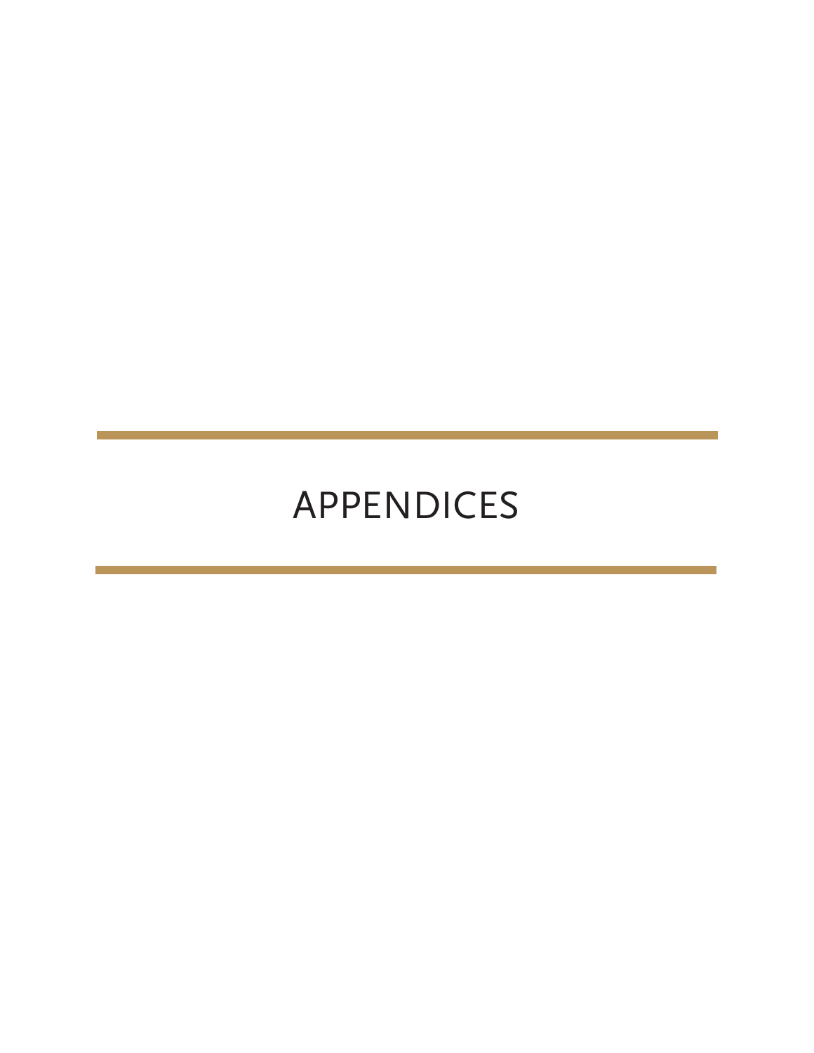# APPENDICES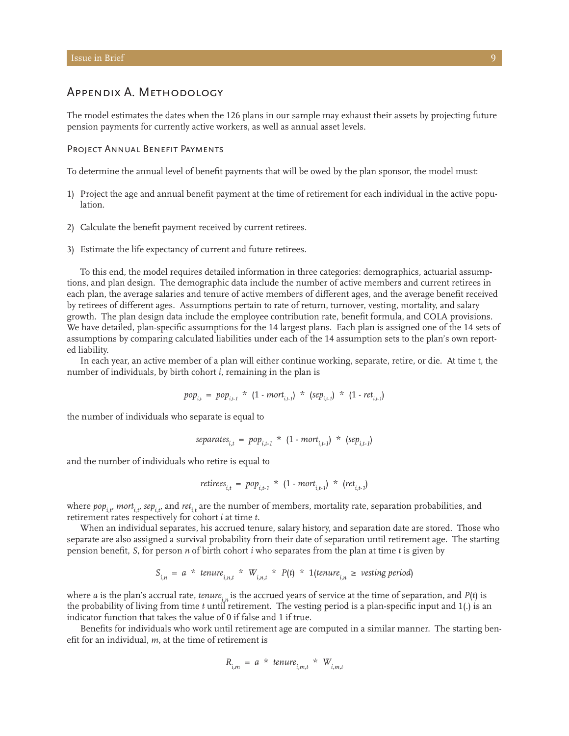## Appendix A. Methodology

The model estimates the dates when the 126 plans in our sample may exhaust their assets by projecting future pension payments for currently active workers, as well as annual asset levels.

### Project Annual Benefit Payments

To determine the annual level of benefit payments that will be owed by the plan sponsor, the model must:

1) Project the age and annual benefit payment at the time of retirement for each individual in the active population.

2) Calculate the benefit payment received by current retirees.

3) Estimate the life expectancy of current and future retirees.

To this end, the model requires detailed information in three categories: demographics, actuarial assumptions, and plan design. The demographic data include the number of active members and current retirees in each plan, the average salaries and tenure of active members of different ages, and the average benefit received by retirees of different ages. Assumptions pertain to rate of return, turnover, vesting, mortality, and salary growth. The plan design data include the employee contribution rate, benefit formula, and COLA provisions. We have detailed, plan-specific assumptions for the 14 largest plans. Each plan is assigned one of the 14 sets of assumptions by comparing calculated liabilities under each of the 14 assumption sets to the plan's own reported liability.

In each year, an active member of a plan will either continue working, separate, retire, or die. At time t, the number of individuals, by birth cohort $i$, remaining in the plan is

$$pop_{i,t} = pop_{i,t-1} * (1 - mort_{i,t-1}) * (sep_{i,t-1}) * (1 - ret_{i,t-1})$$

the number of individuals who separate is equal to

$$separates_{i,t} = pop_{i,t-1} * (1 - mort_{i,t-1}) * (sep_{i,t-1})$$

and the number of individuals who retire is equal to

$$retirees_{i,t} = pop_{i,t-1} * (1 - mort_{i,t-1}) * (ret_{i,t-1})$$

where $pop_{i,t}$, $mort_{i,t}$, $sep_{i,t}$, and $ret_{i,t}$ are the number of members, mortality rate, separation probabilities, and retirement rates respectively for cohort $i$ at time $t$.

When an individual separates, his accrued tenure, salary history, and separation date are stored. Those who separate are also assigned a survival probability from their date of separation until retirement age. The starting pension benefit, $S$, for person $n$ of birth cohort $i$ who separates from the plan at time $t$ is given by

$$S_{i,n} = a * tenure_{i,n,t} * W_{i,n,t} * P(t) * 1(tenure_{i,n} \geq vesting\ period)$$

where $a$ is the plan's accrual rate, $tenure_{i,n}$ is the accrued years of service at the time of separation, and $P(t)$ is the probability of living from time $t$ until retirement. The vesting period is a plan-specific input and 1(.) is an indicator function that takes the value of 0 if false and 1 if true.

Benefits for individuals who work until retirement age are computed in a similar manner. The starting benefit for an individual, $m$, at the time of retirement is

$$R_{i,m} = a * tenure_{i,m,t} * W_{i,m,t}$$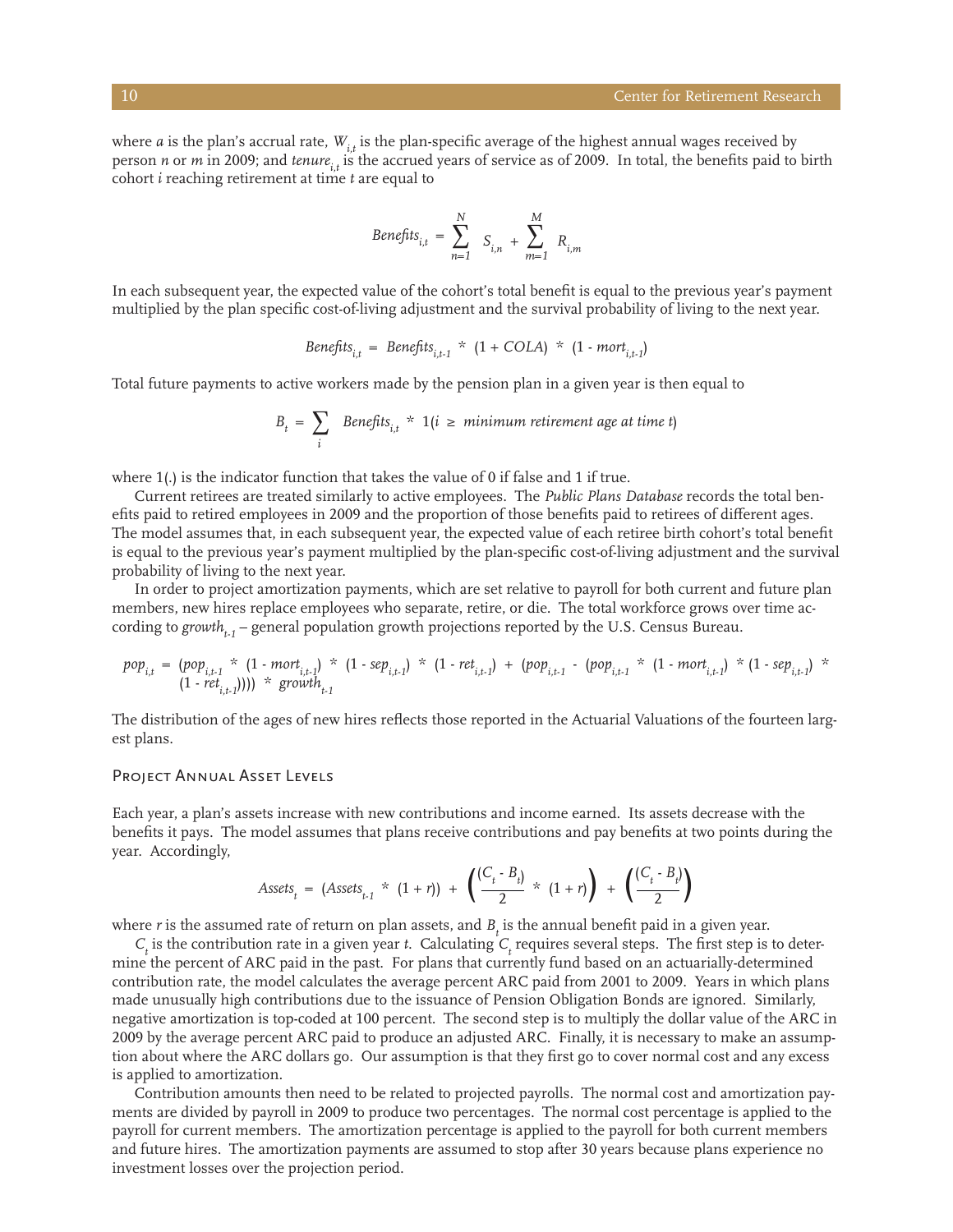where $a$ is the plan's accrual rate, $W_{i,t}$ is the plan-specific average of the highest annual wages received by person $n$ or $m$ in 2009; and $tenure_{i,t}$ is the accrued years of service as of 2009. In total, the benefits paid to birth cohort $i$ reaching retirement at time $t$ are equal to

$$Benefits_{i,t} = \sum_{n=1}^{N} S_{i,n} + \sum_{m=1}^{M} R_{i,m}$$

In each subsequent year, the expected value of the cohort's total benefit is equal to the previous year's payment multiplied by the plan specific cost-of-living adjustment and the survival probability of living to the next year.

$$Benefits_{i,t} = Benefits_{i,t-1} * (1 + COLA) * (1 - mort_{i,t-1})$$

Total future payments to active workers made by the pension plan in a given year is then equal to

$$B_t = \sum_{i} Benefits_{i,t} * 1(i \geq \text{minimum retirement age at time } t)$$

where 1(.) is the indicator function that takes the value of 0 if false and 1 if true.

Current retirees are treated similarly to active employees. The *Public Plans Database* records the total benefits paid to retired employees in 2009 and the proportion of those benefits paid to retirees of different ages. The model assumes that, in each subsequent year, the expected value of each retiree birth cohort's total benefit is equal to the previous year's payment multiplied by the plan-specific cost-of-living adjustment and the survival probability of living to the next year.

In order to project amortization payments, which are set relative to payroll for both current and future plan members, new hires replace employees who separate, retire, or die. The total workforce grows over time according to $growth_{t-1}$ – general population growth projections reported by the U.S. Census Bureau.

$$pop_{i,t} = (pop_{i,t-1} * (1 - mort_{i,t-1}) * (1 - sep_{i,t-1}) * (1 - ret_{i,t-1}) + (pop_{i,t-1} - (pop_{i,t-1} * (1 - mort_{i,t-1}) * (1 - sep_{i,t-1}) * (1 - ret_{i,t-1})))) * growth_{t-1}$$

The distribution of the ages of new hires reflects those reported in the Actuarial Valuations of the fourteen largest plans.

### Project Annual Asset Levels

Each year, a plan's assets increase with new contributions and income earned. Its assets decrease with the benefits it pays. The model assumes that plans receive contributions and pay benefits at two points during the year. Accordingly,

$$Assets_t = (Assets_{t-1} * (1 + r)) + \left(\frac{(C_t - B_t)}{2} * (1 + r)\right) + \left(\frac{(C_t - B_t)}{2}\right)$$

where $r$ is the assumed rate of return on plan assets, and $B_t$ is the annual benefit paid in a given year.

$C_t$ is the contribution rate in a given year $t$. Calculating $C_t$ requires several steps. The first step is to determine the percent of ARC paid in the past. For plans that currently fund based on an actuarially-determined contribution rate, the model calculates the average percent ARC paid from 2001 to 2009. Years in which plans made unusually high contributions due to the issuance of Pension Obligation Bonds are ignored. Similarly, negative amortization is top-coded at 100 percent. The second step is to multiply the dollar value of the ARC in 2009 by the average percent ARC paid to produce an adjusted ARC. Finally, it is necessary to make an assumption about where the ARC dollars go. Our assumption is that they first go to cover normal cost and any excess is applied to amortization.

Contribution amounts then need to be related to projected payrolls. The normal cost and amortization payments are divided by payroll in 2009 to produce two percentages. The normal cost percentage is applied to the payroll for current members. The amortization percentage is applied to the payroll for both current members and future hires. The amortization payments are assumed to stop after 30 years because plans experience no investment losses over the projection period.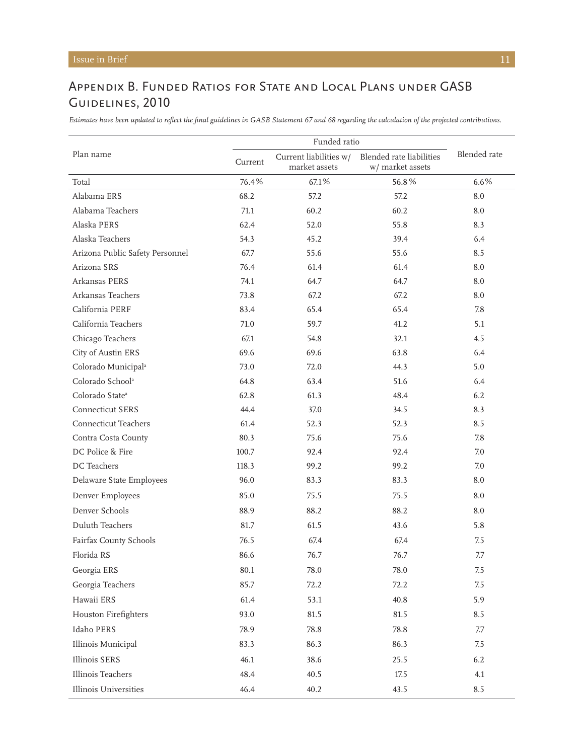## Appendix B. Funded Ratios for State and Local Plans under GASB Guidelines, 2010

*Estimates have been updated to reflect the final guidelines in GASB Statement 67 and 68 regarding the calculation of the projected contributions.*

| Plan name | Funded ratio | | | Blended rate |
|---|---|---|---|---|
| | Current | Current liabilities w/ market assets | Blended rate liabilities w/ market assets | |
| Total | 76.4% | 67.1% | 56.8% | 6.6% |
| Alabama ERS | 68.2 | 57.2 | 57.2 | 8.0 |
| Alabama Teachers | 71.1 | 60.2 | 60.2 | 8.0 |
| Alaska PERS | 62.4 | 52.0 | 55.8 | 8.3 |
| Alaska Teachers | 54.3 | 45.2 | 39.4 | 6.4 |
| Arizona Public Safety Personnel | 67.7 | 55.6 | 55.6 | 8.5 |
| Arizona SRS | 76.4 | 61.4 | 61.4 | 8.0 |
| Arkansas PERS | 74.1 | 64.7 | 64.7 | 8.0 |
| Arkansas Teachers | 73.8 | 67.2 | 67.2 | 8.0 |
| California PERF | 83.4 | 65.4 | 65.4 | 7.8 |
| California Teachers | 71.0 | 59.7 | 41.2 | 5.1 |
| Chicago Teachers | 67.1 | 54.8 | 32.1 | 4.5 |
| City of Austin ERS | 69.6 | 69.6 | 63.8 | 6.4 |
| Colorado Municipal[a] | 73.0 | 72.0 | 44.3 | 5.0 |
| Colorado School[a] | 64.8 | 63.4 | 51.6 | 6.4 |
| Colorado State[a] | 62.8 | 61.3 | 48.4 | 6.2 |
| Connecticut SERS | 44.4 | 37.0 | 34.5 | 8.3 |
| Connecticut Teachers | 61.4 | 52.3 | 52.3 | 8.5 |
| Contra Costa County | 80.3 | 75.6 | 75.6 | 7.8 |
| DC Police & Fire | 100.7 | 92.4 | 92.4 | 7.0 |
| DC Teachers | 118.3 | 99.2 | 99.2 | 7.0 |
| Delaware State Employees | 96.0 | 83.3 | 83.3 | 8.0 |
| Denver Employees | 85.0 | 75.5 | 75.5 | 8.0 |
| Denver Schools | 88.9 | 88.2 | 88.2 | 8.0 |
| Duluth Teachers | 81.7 | 61.5 | 43.6 | 5.8 |
| Fairfax County Schools | 76.5 | 67.4 | 67.4 | 7.5 |
| Florida RS | 86.6 | 76.7 | 76.7 | 7.7 |
| Georgia ERS | 80.1 | 78.0 | 78.0 | 7.5 |
| Georgia Teachers | 85.7 | 72.2 | 72.2 | 7.5 |
| Hawaii ERS | 61.4 | 53.1 | 40.8 | 5.9 |
| Houston Firefighters | 93.0 | 81.5 | 81.5 | 8.5 |
| Idaho PERS | 78.9 | 78.8 | 78.8 | 7.7 |
| Illinois Municipal | 83.3 | 86.3 | 86.3 | 7.5 |
| Illinois SERS | 46.1 | 38.6 | 25.5 | 6.2 |
| Illinois Teachers | 48.4 | 40.5 | 17.5 | 4.1 |
| Illinois Universities | 46.4 | 40.2 | 43.5 | 8.5 |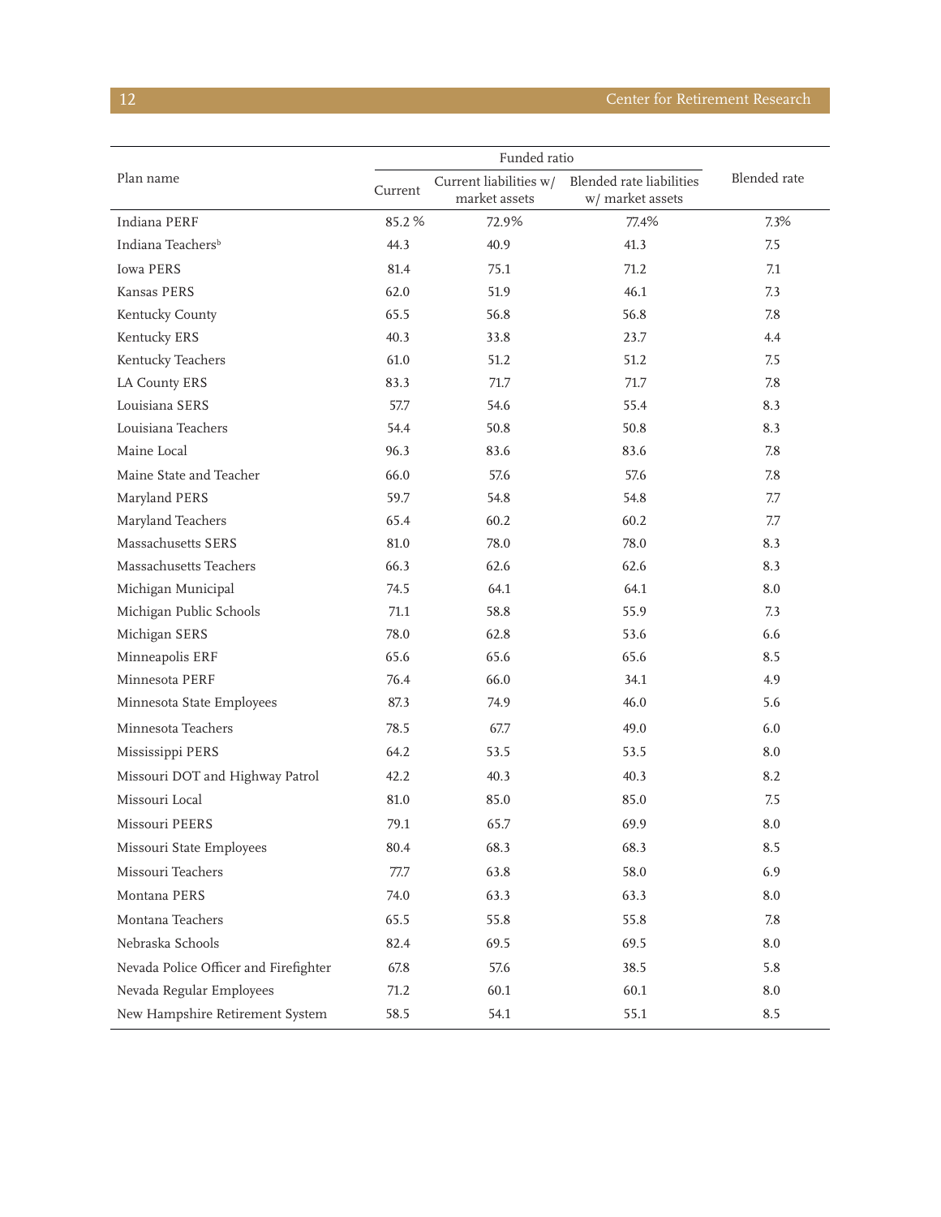| Plan name | Funded ratio | | | Blended rate |
|---|---|---|---|---|
| | Current | Current liabilities w/ market assets | Blended rate liabilities w/ market assets | |
| Indiana PERF | 85.2 % | 72.9% | 77.4% | 7.3% |
| Indiana Teachers[b] | 44.3 | 40.9 | 41.3 | 7.5 |
| Iowa PERS | 81.4 | 75.1 | 71.2 | 7.1 |
| Kansas PERS | 62.0 | 51.9 | 46.1 | 7.3 |
| Kentucky County | 65.5 | 56.8 | 56.8 | 7.8 |
| Kentucky ERS | 40.3 | 33.8 | 23.7 | 4.4 |
| Kentucky Teachers | 61.0 | 51.2 | 51.2 | 7.5 |
| LA County ERS | 83.3 | 71.7 | 71.7 | 7.8 |
| Louisiana SERS | 57.7 | 54.6 | 55.4 | 8.3 |
| Louisiana Teachers | 54.4 | 50.8 | 50.8 | 8.3 |
| Maine Local | 96.3 | 83.6 | 83.6 | 7.8 |
| Maine State and Teacher | 66.0 | 57.6 | 57.6 | 7.8 |
| Maryland PERS | 59.7 | 54.8 | 54.8 | 7.7 |
| Maryland Teachers | 65.4 | 60.2 | 60.2 | 7.7 |
| Massachusetts SERS | 81.0 | 78.0 | 78.0 | 8.3 |
| Massachusetts Teachers | 66.3 | 62.6 | 62.6 | 8.3 |
| Michigan Municipal | 74.5 | 64.1 | 64.1 | 8.0 |
| Michigan Public Schools | 71.1 | 58.8 | 55.9 | 7.3 |
| Michigan SERS | 78.0 | 62.8 | 53.6 | 6.6 |
| Minneapolis ERF | 65.6 | 65.6 | 65.6 | 8.5 |
| Minnesota PERF | 76.4 | 66.0 | 34.1 | 4.9 |
| Minnesota State Employees | 87.3 | 74.9 | 46.0 | 5.6 |
| Minnesota Teachers | 78.5 | 67.7 | 49.0 | 6.0 |
| Mississippi PERS | 64.2 | 53.5 | 53.5 | 8.0 |
| Missouri DOT and Highway Patrol | 42.2 | 40.3 | 40.3 | 8.2 |
| Missouri Local | 81.0 | 85.0 | 85.0 | 7.5 |
| Missouri PEERS | 79.1 | 65.7 | 69.9 | 8.0 |
| Missouri State Employees | 80.4 | 68.3 | 68.3 | 8.5 |
| Missouri Teachers | 77.7 | 63.8 | 58.0 | 6.9 |
| Montana PERS | 74.0 | 63.3 | 63.3 | 8.0 |
| Montana Teachers | 65.5 | 55.8 | 55.8 | 7.8 |
| Nebraska Schools | 82.4 | 69.5 | 69.5 | 8.0 |
| Nevada Police Officer and Firefighter | 67.8 | 57.6 | 38.5 | 5.8 |
| Nevada Regular Employees | 71.2 | 60.1 | 60.1 | 8.0 |
| New Hampshire Retirement System | 58.5 | 54.1 | 55.1 | 8.5 |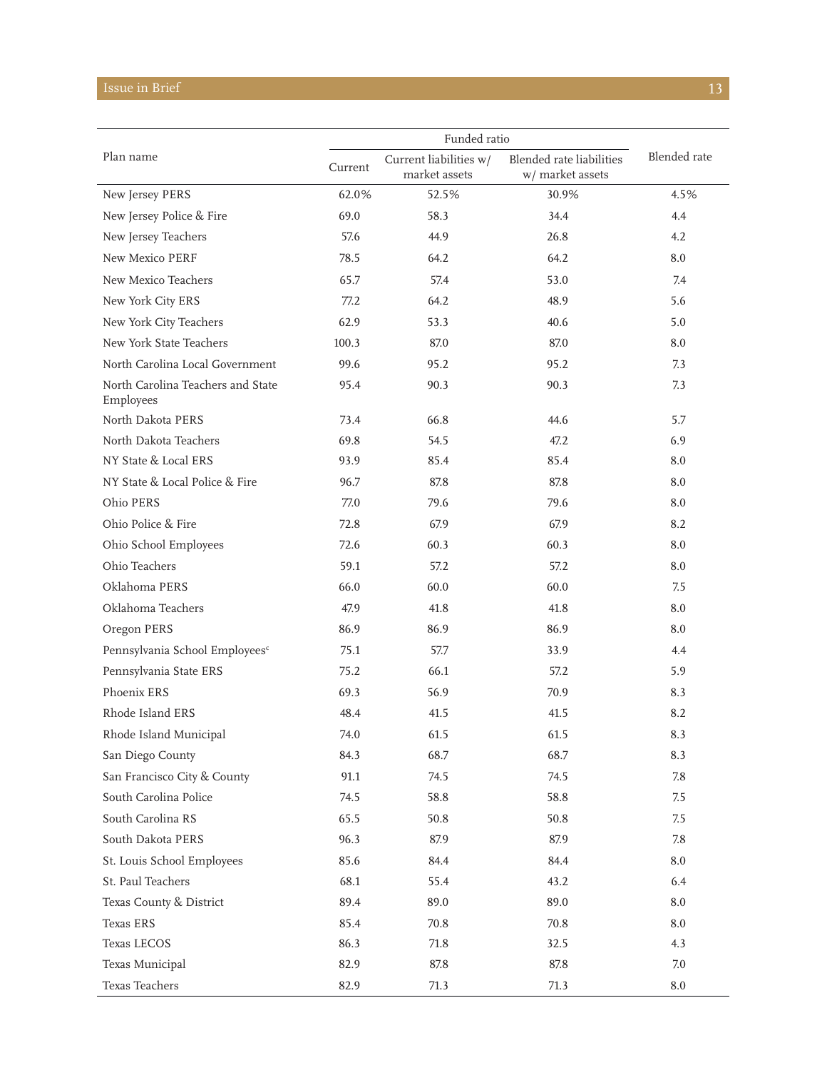| Plan name | Funded ratio | | | Blended rate |
|---|---|---|---|---|
| | Current | Current liabilities w/ market assets | Blended rate liabilities w/ market assets | |
| New Jersey PERS | 62.0% | 52.5% | 30.9% | 4.5% |
| New Jersey Police & Fire | 69.0 | 58.3 | 34.4 | 4.4 |
| New Jersey Teachers | 57.6 | 44.9 | 26.8 | 4.2 |
| New Mexico PERF | 78.5 | 64.2 | 64.2 | 8.0 |
| New Mexico Teachers | 65.7 | 57.4 | 53.0 | 7.4 |
| New York City ERS | 77.2 | 64.2 | 48.9 | 5.6 |
| New York City Teachers | 62.9 | 53.3 | 40.6 | 5.0 |
| New York State Teachers | 100.3 | 87.0 | 87.0 | 8.0 |
| North Carolina Local Government | 99.6 | 95.2 | 95.2 | 7.3 |
| North Carolina Teachers and State Employees | 95.4 | 90.3 | 90.3 | 7.3 |
| North Dakota PERS | 73.4 | 66.8 | 44.6 | 5.7 |
| North Dakota Teachers | 69.8 | 54.5 | 47.2 | 6.9 |
| NY State & Local ERS | 93.9 | 85.4 | 85.4 | 8.0 |
| NY State & Local Police & Fire | 96.7 | 87.8 | 87.8 | 8.0 |
| Ohio PERS | 77.0 | 79.6 | 79.6 | 8.0 |
| Ohio Police & Fire | 72.8 | 67.9 | 67.9 | 8.2 |
| Ohio School Employees | 72.6 | 60.3 | 60.3 | 8.0 |
| Ohio Teachers | 59.1 | 57.2 | 57.2 | 8.0 |
| Oklahoma PERS | 66.0 | 60.0 | 60.0 | 7.5 |
| Oklahoma Teachers | 47.9 | 41.8 | 41.8 | 8.0 |
| Oregon PERS | 86.9 | 86.9 | 86.9 | 8.0 |
| Pennsylvania School Employees[c] | 75.1 | 57.7 | 33.9 | 4.4 |
| Pennsylvania State ERS | 75.2 | 66.1 | 57.2 | 5.9 |
| Phoenix ERS | 69.3 | 56.9 | 70.9 | 8.3 |
| Rhode Island ERS | 48.4 | 41.5 | 41.5 | 8.2 |
| Rhode Island Municipal | 74.0 | 61.5 | 61.5 | 8.3 |
| San Diego County | 84.3 | 68.7 | 68.7 | 8.3 |
| San Francisco City & County | 91.1 | 74.5 | 74.5 | 7.8 |
| South Carolina Police | 74.5 | 58.8 | 58.8 | 7.5 |
| South Carolina RS | 65.5 | 50.8 | 50.8 | 7.5 |
| South Dakota PERS | 96.3 | 87.9 | 87.9 | 7.8 |
| St. Louis School Employees | 85.6 | 84.4 | 84.4 | 8.0 |
| St. Paul Teachers | 68.1 | 55.4 | 43.2 | 6.4 |
| Texas County & District | 89.4 | 89.0 | 89.0 | 8.0 |
| Texas ERS | 85.4 | 70.8 | 70.8 | 8.0 |
| Texas LECOS | 86.3 | 71.8 | 32.5 | 4.3 |
| Texas Municipal | 82.9 | 87.8 | 87.8 | 7.0 |
| Texas Teachers | 82.9 | 71.3 | 71.3 | 8.0 |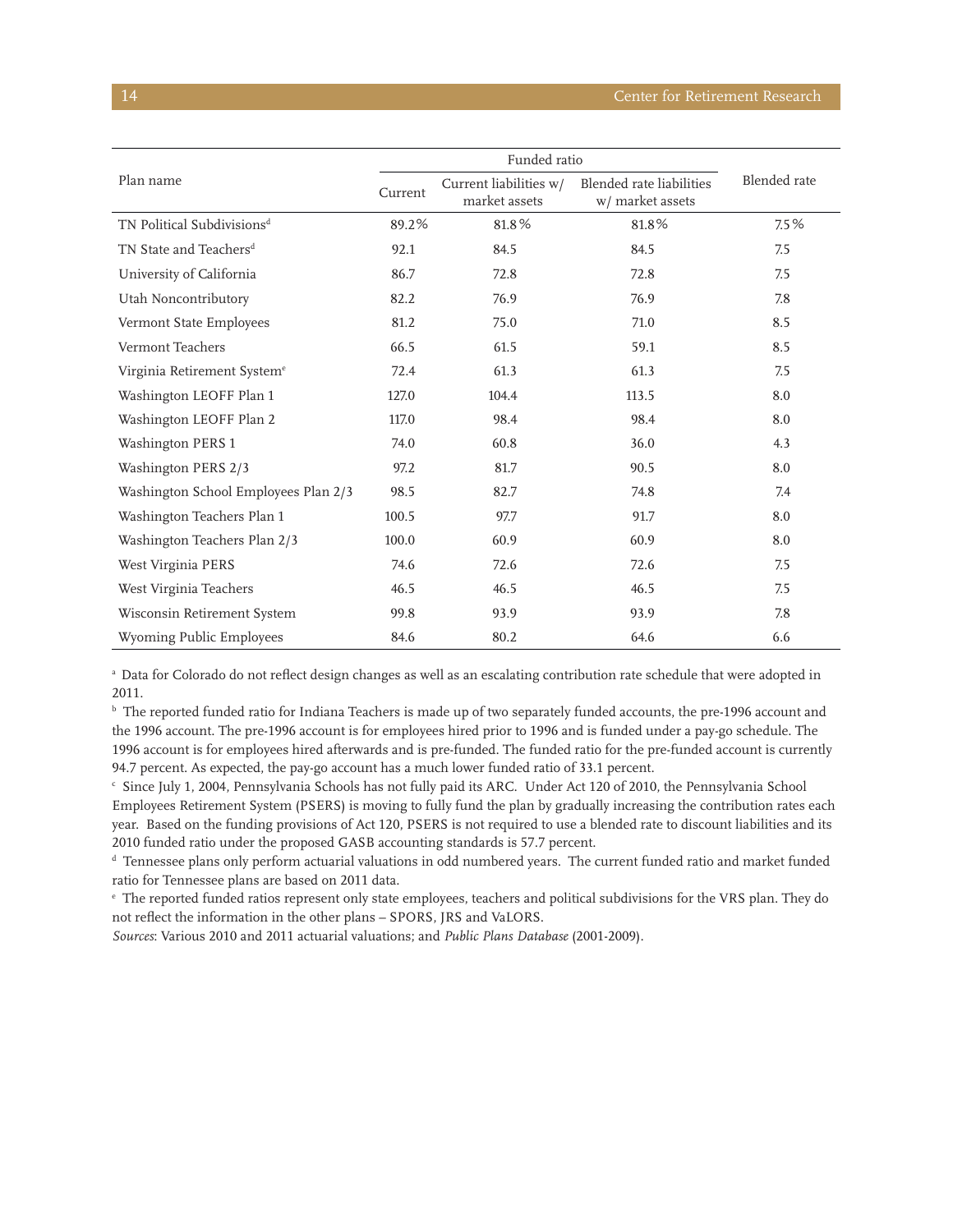| Plan name | Funded ratio | | | Blended rate |
|---|---|---|---|---|
| | Current | Current liabilities w/ market assets | Blended rate liabilities w/ market assets | |
| TN Political Subdivisions[d] | 89.2% | 81.8% | 81.8% | 7.5% |
| TN State and Teachers[d] | 92.1 | 84.5 | 84.5 | 7.5 |
| University of California | 86.7 | 72.8 | 72.8 | 7.5 |
| Utah Noncontributory | 82.2 | 76.9 | 76.9 | 7.8 |
| Vermont State Employees | 81.2 | 75.0 | 71.0 | 8.5 |
| Vermont Teachers | 66.5 | 61.5 | 59.1 | 8.5 |
| Virginia Retirement System[e] | 72.4 | 61.3 | 61.3 | 7.5 |
| Washington LEOFF Plan 1 | 127.0 | 104.4 | 113.5 | 8.0 |
| Washington LEOFF Plan 2 | 117.0 | 98.4 | 98.4 | 8.0 |
| Washington PERS 1 | 74.0 | 60.8 | 36.0 | 4.3 |
| Washington PERS 2/3 | 97.2 | 81.7 | 90.5 | 8.0 |
| Washington School Employees Plan 2/3 | 98.5 | 82.7 | 74.8 | 7.4 |
| Washington Teachers Plan 1 | 100.5 | 97.7 | 91.7 | 8.0 |
| Washington Teachers Plan 2/3 | 100.0 | 60.9 | 60.9 | 8.0 |
| West Virginia PERS | 74.6 | 72.6 | 72.6 | 7.5 |
| West Virginia Teachers | 46.5 | 46.5 | 46.5 | 7.5 |
| Wisconsin Retirement System | 99.8 | 93.9 | 93.9 | 7.8 |
| Wyoming Public Employees | 84.6 | 80.2 | 64.6 | 6.6 |

[a] Data for Colorado do not reflect design changes as well as an escalating contribution rate schedule that were adopted in 2011.

[b] The reported funded ratio for Indiana Teachers is made up of two separately funded accounts, the pre-1996 account and the 1996 account. The pre-1996 account is for employees hired prior to 1996 and is funded under a pay-go schedule. The 1996 account is for employees hired afterwards and is pre-funded. The funded ratio for the pre-funded account is currently 94.7 percent. As expected, the pay-go account has a much lower funded ratio of 33.1 percent.

[c] Since July 1, 2004, Pennsylvania Schools has not fully paid its ARC. Under Act 120 of 2010, the Pennsylvania School Employees Retirement System (PSERS) is moving to fully fund the plan by gradually increasing the contribution rates each year. Based on the funding provisions of Act 120, PSERS is not required to use a blended rate to discount liabilities and its 2010 funded ratio under the proposed GASB accounting standards is 57.7 percent.

[d] Tennessee plans only perform actuarial valuations in odd numbered years. The current funded ratio and market funded ratio for Tennessee plans are based on 2011 data.

[e] The reported funded ratios represent only state employees, teachers and political subdivisions for the VRS plan. They do not reflect the information in the other plans – SPORS, JRS and VaLORS.

*Sources*: Various 2010 and 2011 actuarial valuations; and *Public Plans Database* (2001-2009).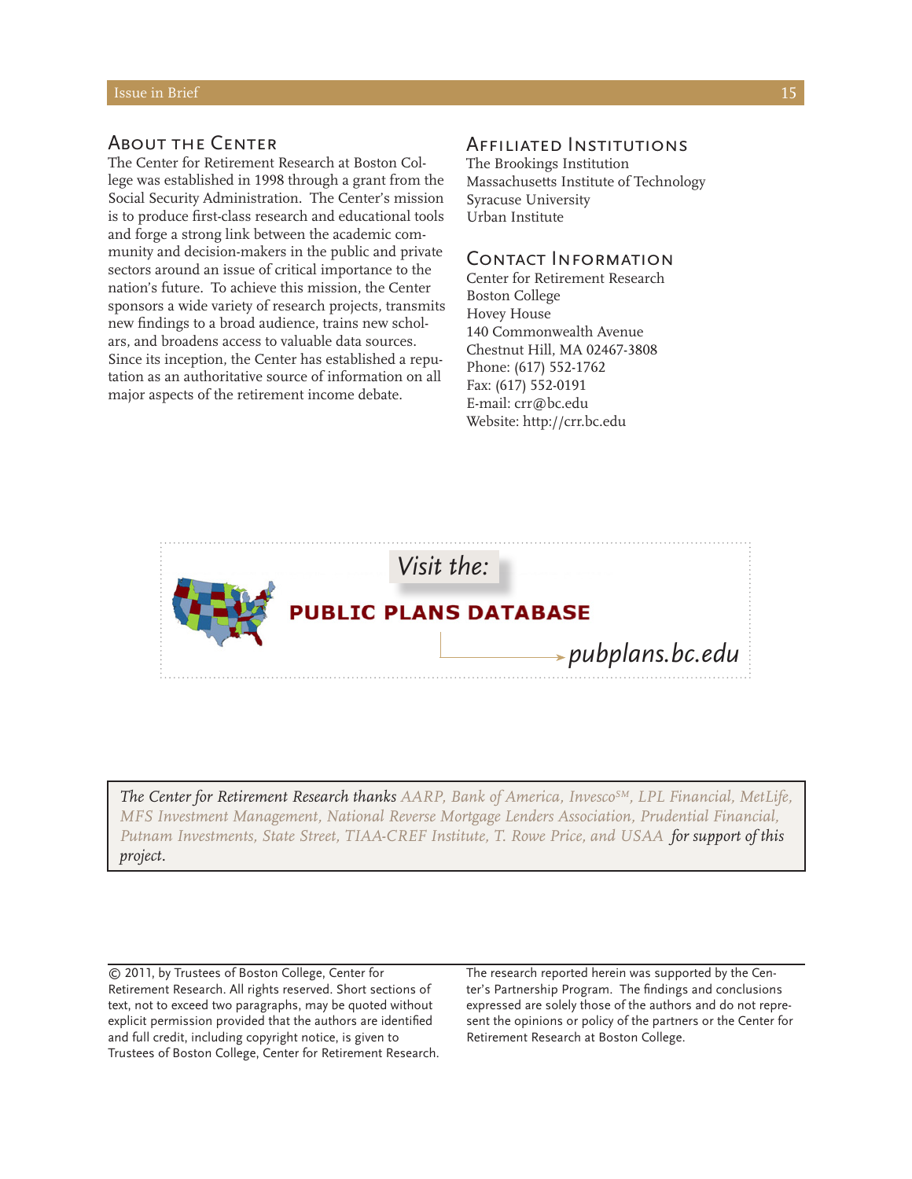## About the Center

The Center for Retirement Research at Boston College was established in 1998 through a grant from the Social Security Administration. The Center's mission is to produce first-class research and educational tools and forge a strong link between the academic community and decision-makers in the public and private sectors around an issue of critical importance to the nation's future. To achieve this mission, the Center sponsors a wide variety of research projects, transmits new findings to a broad audience, trains new scholars, and broadens access to valuable data sources. Since its inception, the Center has established a reputation as an authoritative source of information on all major aspects of the retirement income debate.

## Affiliated Institutions

The Brookings Institution
Massachusetts Institute of Technology
Syracuse University
Urban Institute

## Contact Information

Center for Retirement Research
Boston College
Hovey House
140 Commonwealth Avenue
Chestnut Hill, MA 02467-3808
Phone: (617) 552-1762
Fax: (617) 552-0191
E-mail: crr@bc.edu
Website: http://crr.bc.edu

*Visit the:*

**PUBLIC PLANS DATABASE**

*pubplans.bc.edu*

*The Center for Retirement Research thanks AARP, Bank of America, Invesco[SM], LPL Financial, MetLife, MFS Investment Management, National Reverse Mortgage Lenders Association, Prudential Financial, Putnam Investments, State Street, TIAA-CREF Institute, T. Rowe Price, and USAA for support of this project.*

© 2011, by Trustees of Boston College, Center for Retirement Research. All rights reserved. Short sections of text, not to exceed two paragraphs, may be quoted without explicit permission provided that the authors are identified and full credit, including copyright notice, is given to Trustees of Boston College, Center for Retirement Research.

The research reported herein was supported by the Center's Partnership Program. The findings and conclusions expressed are solely those of the authors and do not represent the opinions or policy of the partners or the Center for Retirement Research at Boston College.